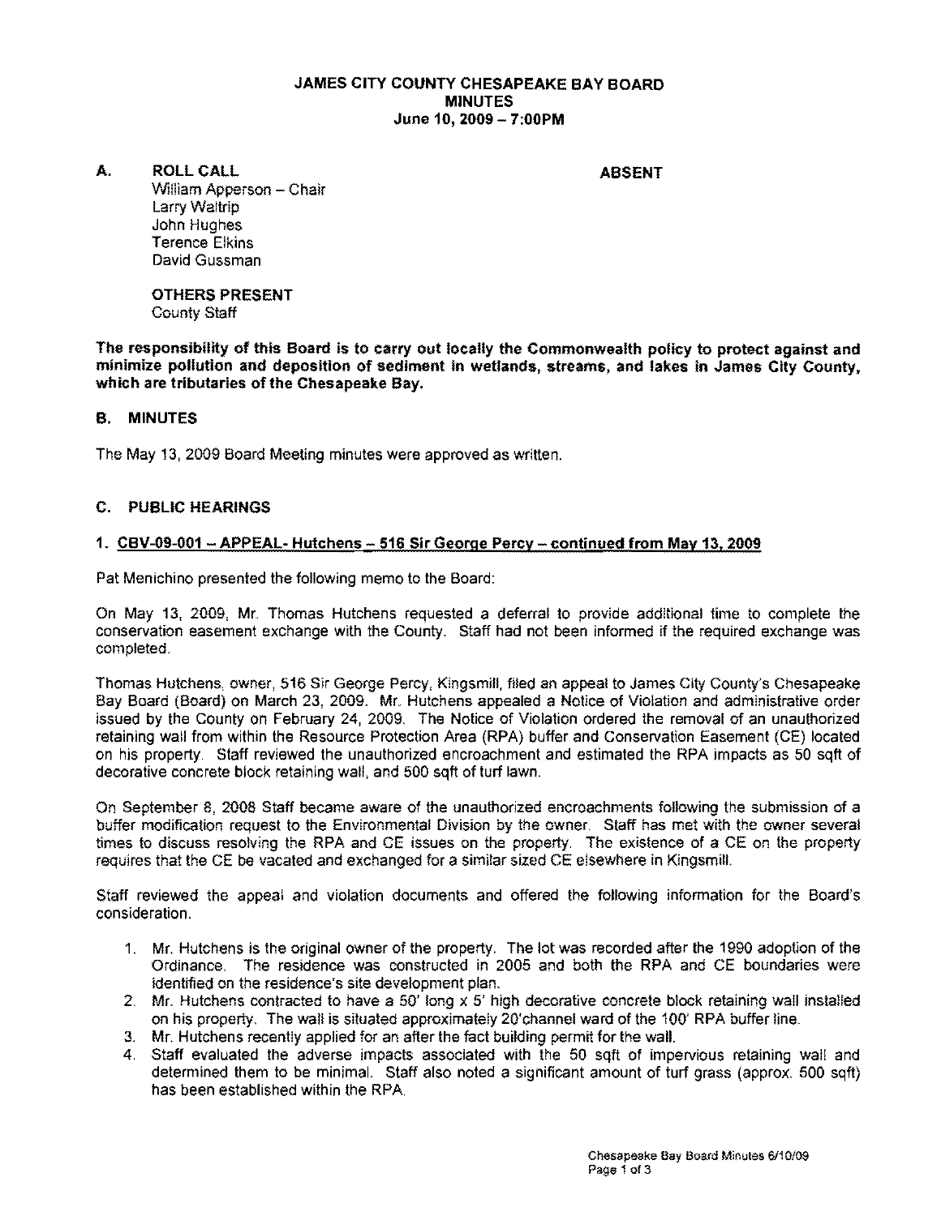**JAMES CITY COUNTY CHESAPEAKE BAY BOARD**
**MINUTES**
**June 10, 2009 – 7:00PM**

**A. ROLL CALL** **ABSENT**

William Apperson – Chair
Larry Waltrip
John Hughes
Terence Elkins
David Gussman

**OTHERS PRESENT**
County Staff

**The responsibility of this Board is to carry out locally the Commonwealth policy to protect against and minimize pollution and deposition of sediment in wetlands, streams, and lakes in James City County, which are tributaries of the Chesapeake Bay.**

**B. MINUTES**

The May 13, 2009 Board Meeting minutes were approved as written.

**C. PUBLIC HEARINGS**

**1. CBV-09-001 – APPEAL- Hutchens – 516 Sir George Percy – continued from May 13, 2009**

Pat Menichino presented the following memo to the Board:

On May 13, 2009, Mr. Thomas Hutchens requested a deferral to provide additional time to complete the conservation easement exchange with the County. Staff had not been informed if the required exchange was completed.

Thomas Hutchens, owner, 516 Sir George Percy, Kingsmill, filed an appeal to James City County's Chesapeake Bay Board (Board) on March 23, 2009. Mr. Hutchens appealed a Notice of Violation and administrative order issued by the County on February 24, 2009. The Notice of Violation ordered the removal of an unauthorized retaining wall from within the Resource Protection Area (RPA) buffer and Conservation Easement (CE) located on his property. Staff reviewed the unauthorized encroachment and estimated the RPA impacts as 50 sqft of decorative concrete block retaining wall, and 500 sqft of turf lawn.

On September 8, 2008 Staff became aware of the unauthorized encroachments following the submission of a buffer modification request to the Environmental Division by the owner. Staff has met with the owner several times to discuss resolving the RPA and CE issues on the property. The existence of a CE on the property requires that the CE be vacated and exchanged for a similar sized CE elsewhere in Kingsmill.

Staff reviewed the appeal and violation documents and offered the following information for the Board's consideration.

1. Mr. Hutchens is the original owner of the property. The lot was recorded after the 1990 adoption of the Ordinance. The residence was constructed in 2005 and both the RPA and CE boundaries were identified on the residence's site development plan.
2. Mr. Hutchens contracted to have a 50' long x 5' high decorative concrete block retaining wall installed on his property. The wall is situated approximately 20'channel ward of the 100' RPA buffer line.
3. Mr. Hutchens recently applied for an after the fact building permit for the wall.
4. Staff evaluated the adverse impacts associated with the 50 sqft of impervious retaining wall and determined them to be minimal. Staff also noted a significant amount of turf grass (approx. 500 sqft) has been established within the RPA.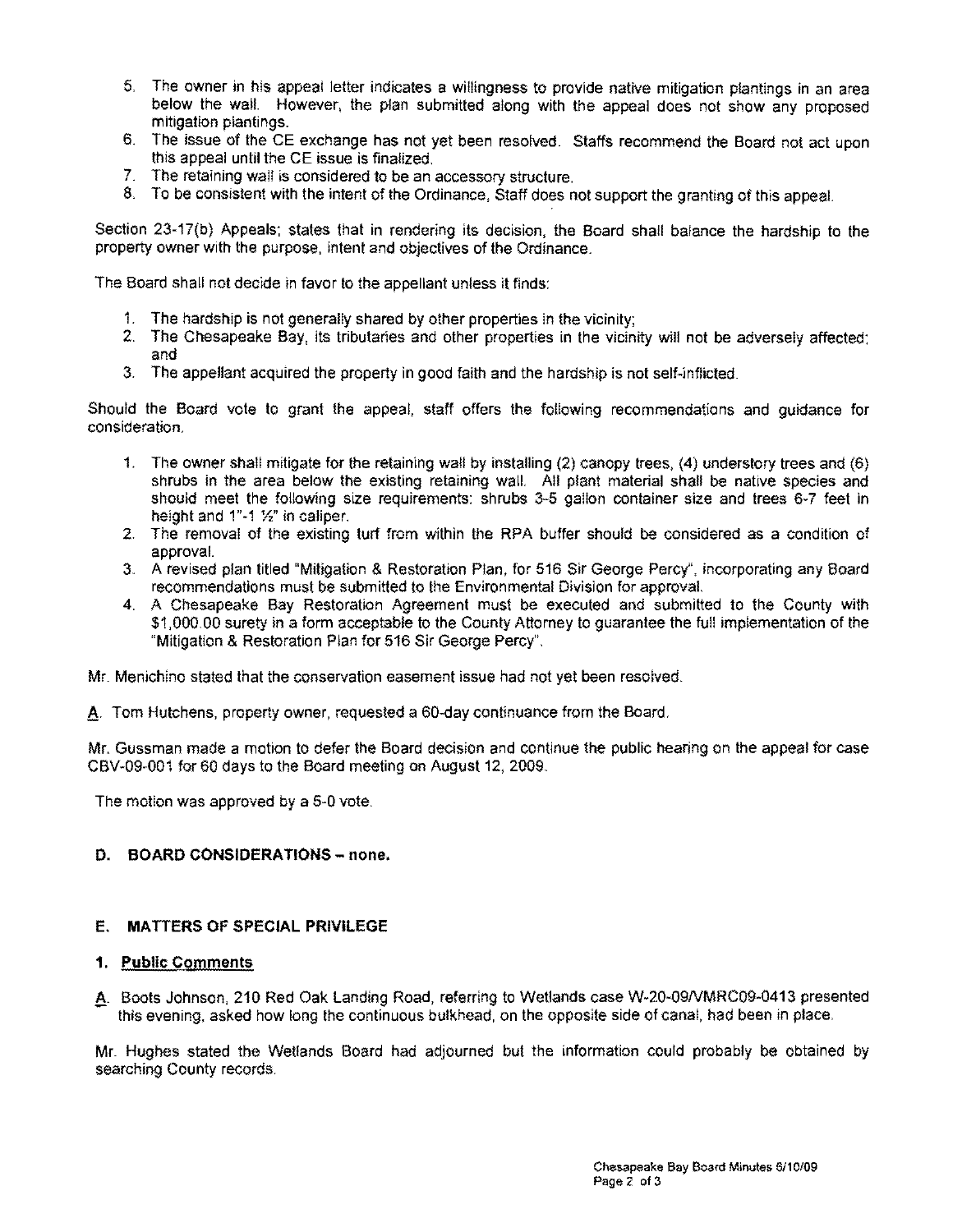5. The owner in his appeal letter indicates a willingness to provide native mitigation plantings in an area below the wall. However, the plan submitted along with the appeal does not show any proposed mitigation plantings.
6. The issue of the CE exchange has not yet been resolved. Staffs recommend the Board not act upon this appeal until the CE issue is finalized.
7. The retaining wall is considered to be an accessory structure.
8. To be consistent with the intent of the Ordinance, Staff does not support the granting of this appeal.

Section 23-17(b) Appeals; states that in rendering its decision, the Board shall balance the hardship to the property owner with the purpose, intent and objectives of the Ordinance.

The Board shall not decide in favor to the appellant unless it finds:

1. The hardship is not generally shared by other properties in the vicinity;
2. The Chesapeake Bay, its tributaries and other properties in the vicinity will not be adversely affected; and
3. The appellant acquired the property in good faith and the hardship is not self-inflicted.

Should the Board vote to grant the appeal, staff offers the following recommendations and guidance for consideration.

1. The owner shall mitigate for the retaining wall by installing (2) canopy trees, (4) understory trees and (6) shrubs in the area below the existing retaining wall. All plant material shall be native species and should meet the following size requirements: shrubs 3-5 gallon container size and trees 6-7 feet in height and 1"-1 ½" in caliper.
2. The removal of the existing turf from within the RPA buffer should be considered as a condition of approval.
3. A revised plan titled "Mitigation & Restoration Plan, for 516 Sir George Percy", incorporating any Board recommendations must be submitted to the Environmental Division for approval.
4. A Chesapeake Bay Restoration Agreement must be executed and submitted to the County with $1,000.00 surety in a form acceptable to the County Attorney to guarantee the full implementation of the "Mitigation & Restoration Plan for 516 Sir George Percy".

Mr. Menichino stated that the conservation easement issue had not yet been resolved.

A. Tom Hutchens, property owner, requested a 60-day continuance from the Board.

Mr. Gussman made a motion to defer the Board decision and continue the public hearing on the appeal for case CBV-09-001 for 60 days to the Board meeting on August 12, 2009.

The motion was approved by a 5-0 vote.

## D. BOARD CONSIDERATIONS – none.

## E. MATTERS OF SPECIAL PRIVILEGE

### 1. Public Comments

A. Boots Johnson, 210 Red Oak Landing Road, referring to Wetlands case W-20-09/VMRC09-0413 presented this evening, asked how long the continuous bulkhead, on the opposite side of canal, had been in place.

Mr. Hughes stated the Wetlands Board had adjourned but the information could probably be obtained by searching County records.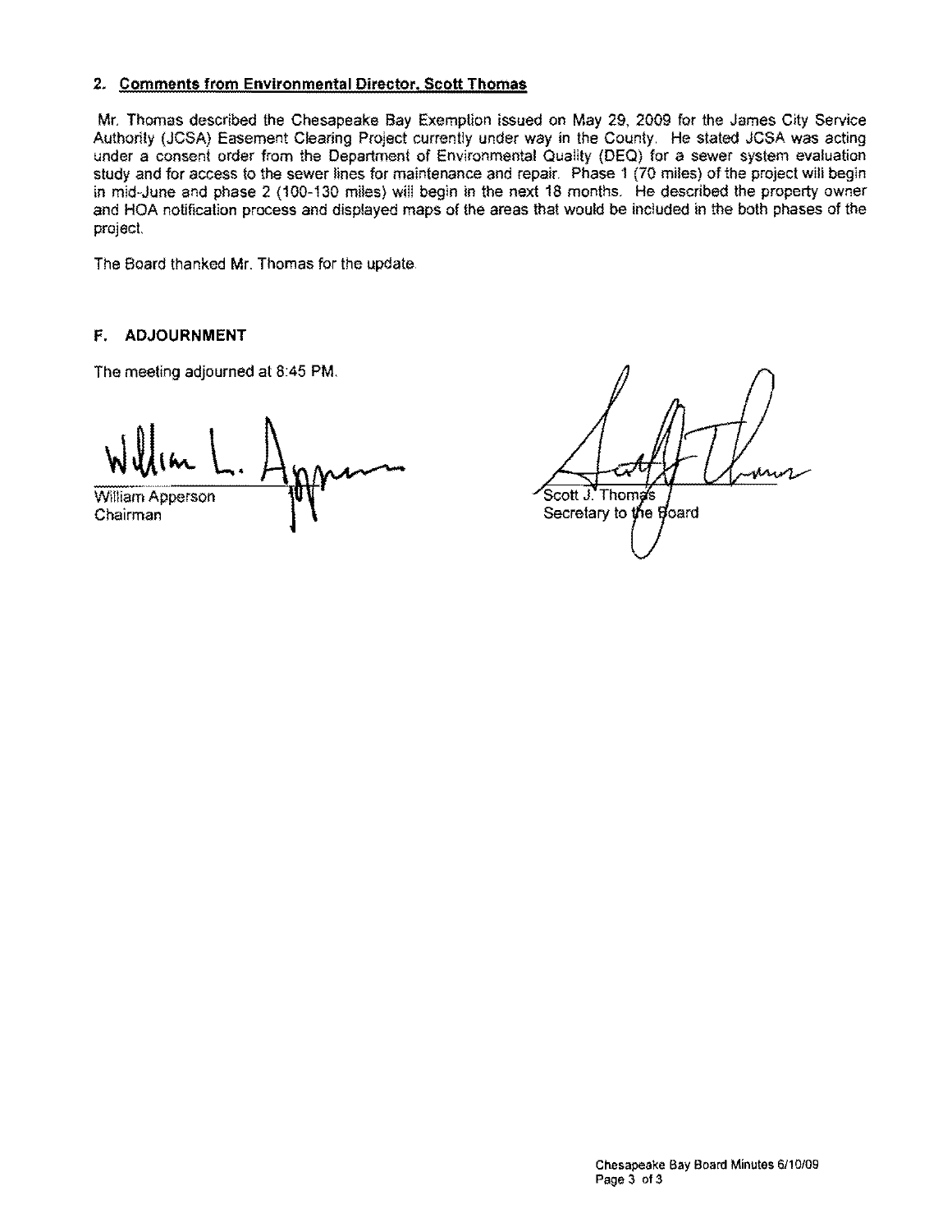## 2. Comments from Environmental Director, Scott Thomas

Mr. Thomas described the Chesapeake Bay Exemption issued on May 29, 2009 for the James City Service Authority (JCSA) Easement Clearing Project currently under way in the County. He stated JCSA was acting under a consent order from the Department of Environmental Quality (DEQ) for a sewer system evaluation study and for access to the sewer lines for maintenance and repair. Phase 1 (70 miles) of the project will begin in mid-June and phase 2 (100-130 miles) will begin in the next 18 months. He described the property owner and HOA notification process and displayed maps of the areas that would be included in the both phases of the project.

The Board thanked Mr. Thomas for the update.

## F. ADJOURNMENT

The meeting adjourned at 8:45 PM.

William Apperson
Chairman

Scott J. Thomas
Secretary to the Board